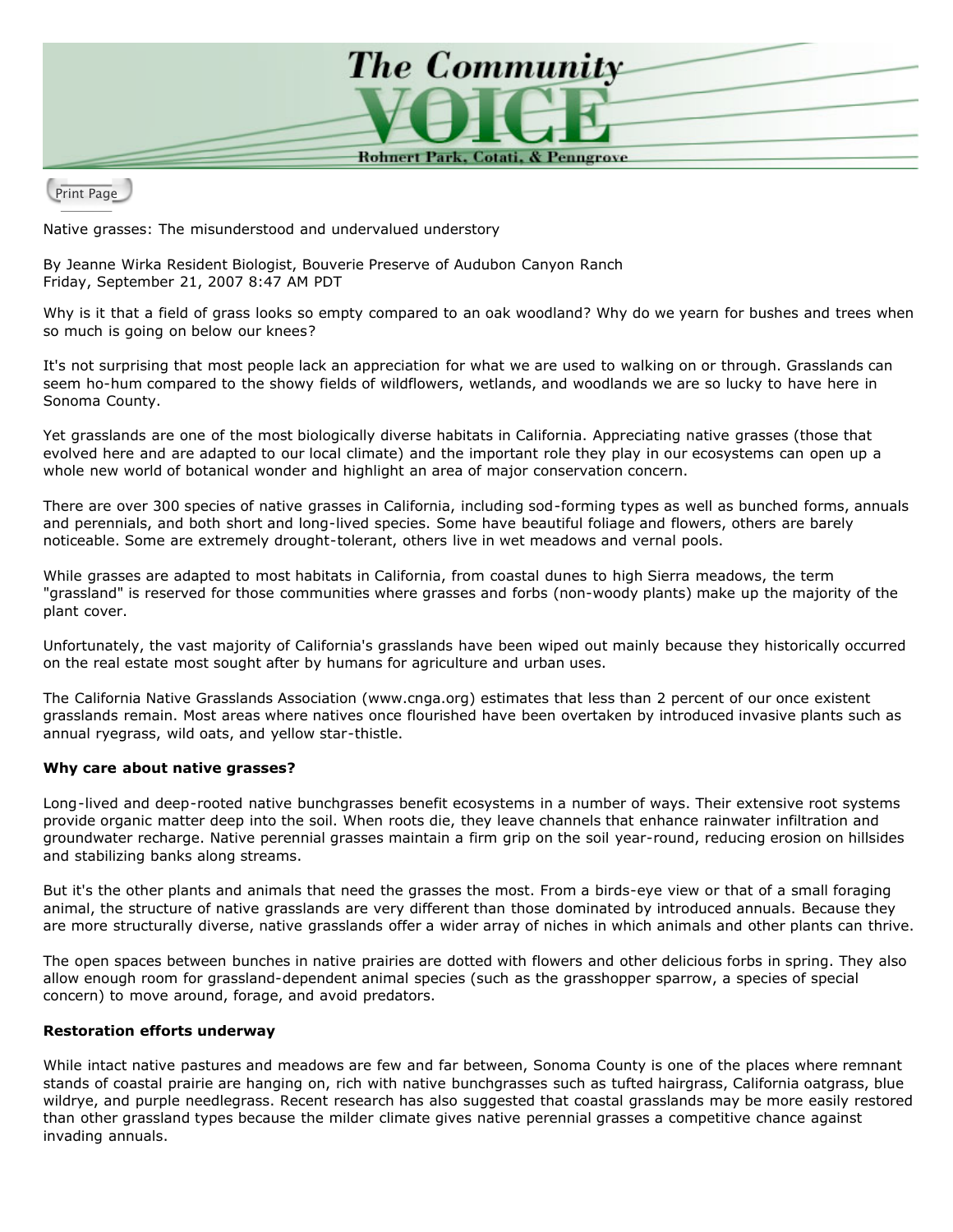# The Community VOICE

Rohnert Park, Cotati, & Penngrove

Print Page

Native grasses: The misunderstood and undervalued understory

By Jeanne Wirka Resident Biologist, Bouverie Preserve of Audubon Canyon Ranch
Friday, September 21, 2007 8:47 AM PDT

Why is it that a field of grass looks so empty compared to an oak woodland? Why do we yearn for bushes and trees when so much is going on below our knees?

It's not surprising that most people lack an appreciation for what we are used to walking on or through. Grasslands can seem ho-hum compared to the showy fields of wildflowers, wetlands, and woodlands we are so lucky to have here in Sonoma County.

Yet grasslands are one of the most biologically diverse habitats in California. Appreciating native grasses (those that evolved here and are adapted to our local climate) and the important role they play in our ecosystems can open up a whole new world of botanical wonder and highlight an area of major conservation concern.

There are over 300 species of native grasses in California, including sod-forming types as well as bunched forms, annuals and perennials, and both short and long-lived species. Some have beautiful foliage and flowers, others are barely noticeable. Some are extremely drought-tolerant, others live in wet meadows and vernal pools.

While grasses are adapted to most habitats in California, from coastal dunes to high Sierra meadows, the term "grassland" is reserved for those communities where grasses and forbs (non-woody plants) make up the majority of the plant cover.

Unfortunately, the vast majority of California's grasslands have been wiped out mainly because they historically occurred on the real estate most sought after by humans for agriculture and urban uses.

The California Native Grasslands Association (www.cnga.org) estimates that less than 2 percent of our once existent grasslands remain. Most areas where natives once flourished have been overtaken by introduced invasive plants such as annual ryegrass, wild oats, and yellow star-thistle.

**Why care about native grasses?**

Long-lived and deep-rooted native bunchgrasses benefit ecosystems in a number of ways. Their extensive root systems provide organic matter deep into the soil. When roots die, they leave channels that enhance rainwater infiltration and groundwater recharge. Native perennial grasses maintain a firm grip on the soil year-round, reducing erosion on hillsides and stabilizing banks along streams.

But it's the other plants and animals that need the grasses the most. From a birds-eye view or that of a small foraging animal, the structure of native grasslands are very different than those dominated by introduced annuals. Because they are more structurally diverse, native grasslands offer a wider array of niches in which animals and other plants can thrive.

The open spaces between bunches in native prairies are dotted with flowers and other delicious forbs in spring. They also allow enough room for grassland-dependent animal species (such as the grasshopper sparrow, a species of special concern) to move around, forage, and avoid predators.

**Restoration efforts underway**

While intact native pastures and meadows are few and far between, Sonoma County is one of the places where remnant stands of coastal prairie are hanging on, rich with native bunchgrasses such as tufted hairgrass, California oatgrass, blue wildrye, and purple needlegrass. Recent research has also suggested that coastal grasslands may be more easily restored than other grassland types because the milder climate gives native perennial grasses a competitive chance against invading annuals.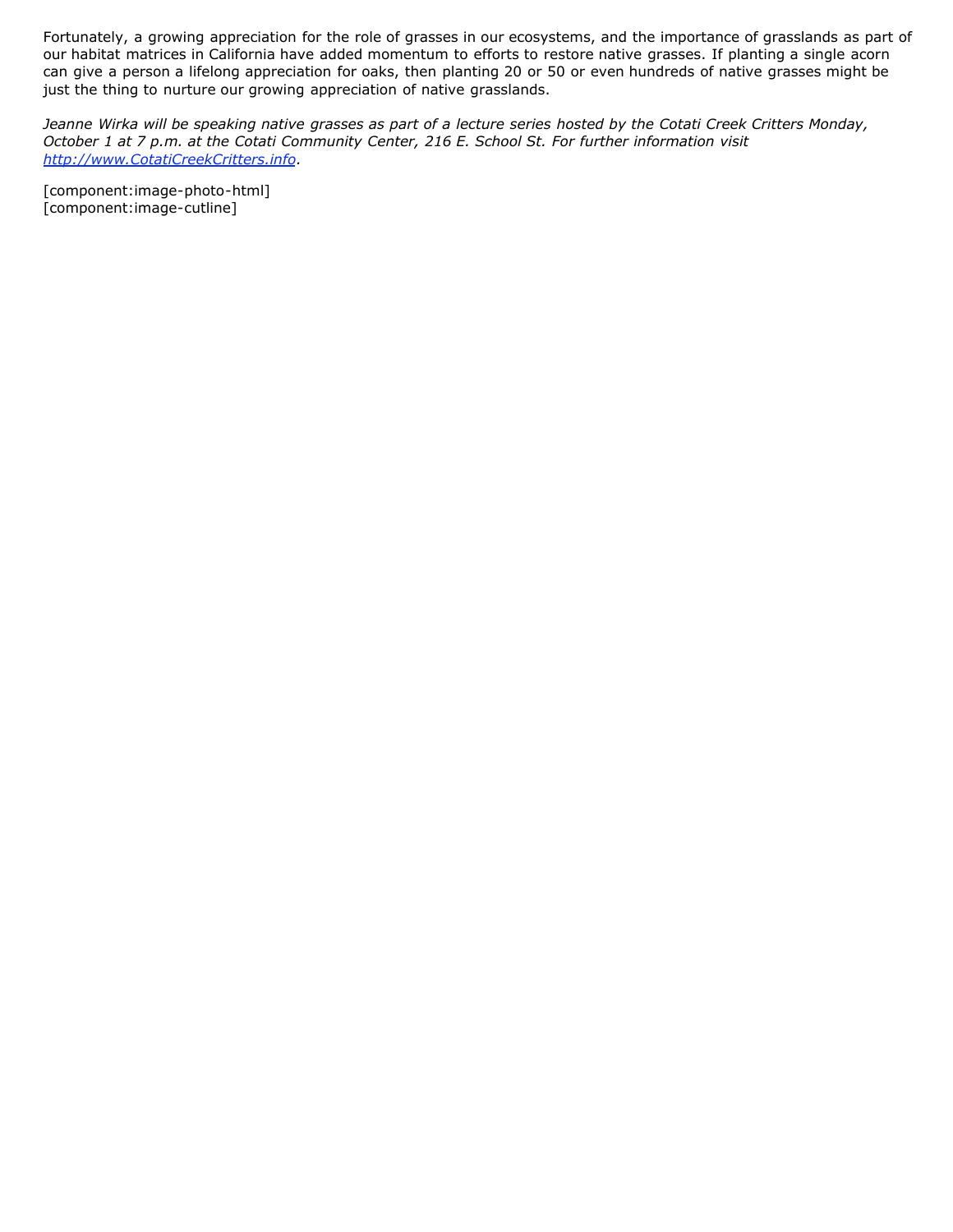Fortunately, a growing appreciation for the role of grasses in our ecosystems, and the importance of grasslands as part of our habitat matrices in California have added momentum to efforts to restore native grasses. If planting a single acorn can give a person a lifelong appreciation for oaks, then planting 20 or 50 or even hundreds of native grasses might be just the thing to nurture our growing appreciation of native grasslands.

*Jeanne Wirka will be speaking native grasses as part of a lecture series hosted by the Cotati Creek Critters Monday, October 1 at 7 p.m. at the Cotati Community Center, 216 E. School St. For further information visit [http://www.CotatiCreekCritters.info](http://www.CotatiCreekCritters.info).*

[component:image-photo-html]
[component:image-cutline]